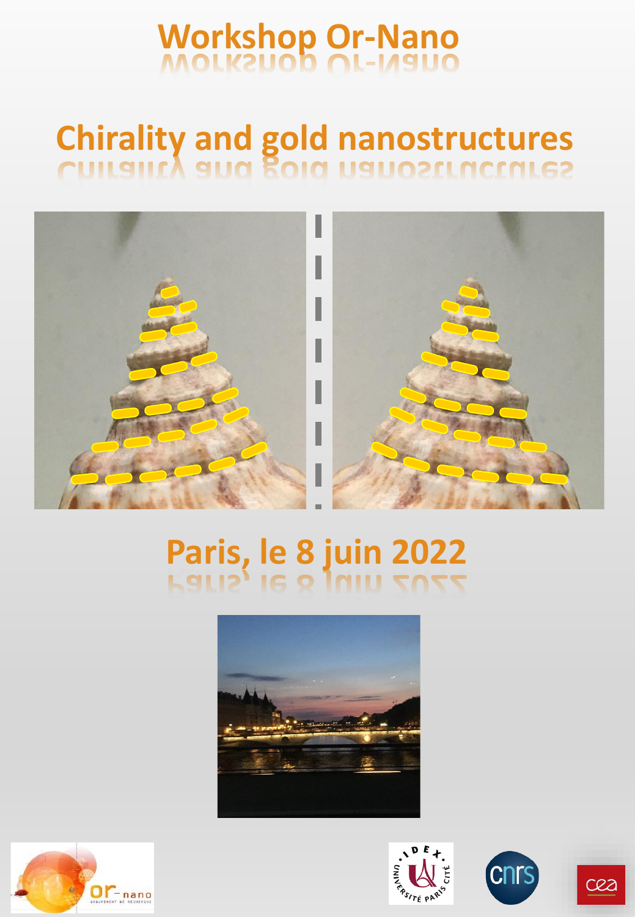# Workshop Or-Nano

## Chirality and gold nanostructures

## Paris, le 8 juin 2022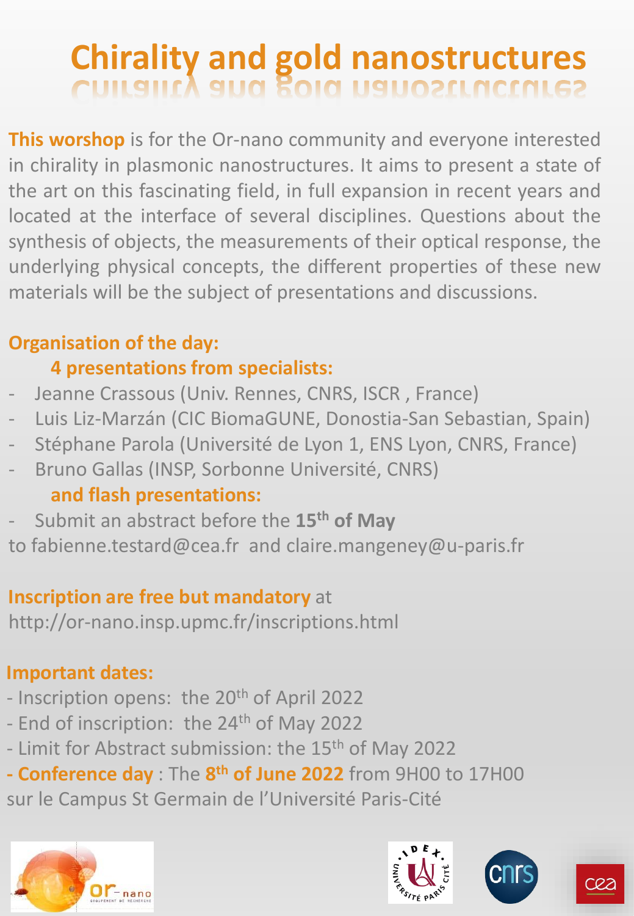# Chirality and gold nanostructures

**This worshop** is for the Or-nano community and everyone interested in chirality in plasmonic nanostructures. It aims to present a state of the art on this fascinating field, in full expansion in recent years and located at the interface of several disciplines. Questions about the synthesis of objects, the measurements of their optical response, the underlying physical concepts, the different properties of these new materials will be the subject of presentations and discussions.

## Organisation of the day:

### 4 presentations from specialists:

- Jeanne Crassous (Univ. Rennes, CNRS, ISCR , France)
- Luis Liz-Marzán (CIC BiomaGUNE, Donostia-San Sebastian, Spain)
- Stéphane Parola (Université de Lyon 1, ENS Lyon, CNRS, France)
- Bruno Gallas (INSP, Sorbonne Université, CNRS)

### and flash presentations:

- Submit an abstract before the **15th of May**

to fabienne.testard@cea.fr and claire.mangeney@u-paris.fr

**Inscription are free but mandatory** at http://or-nano.insp.upmc.fr/inscriptions.html

## Important dates:

- Inscription opens: the 20th of April 2022
- End of inscription: the 24th of May 2022
- Limit for Abstract submission: the 15th of May 2022
- **Conference day** : The **8th of June 2022** from 9H00 to 17H00 sur le Campus St Germain de l'Université Paris-Cité